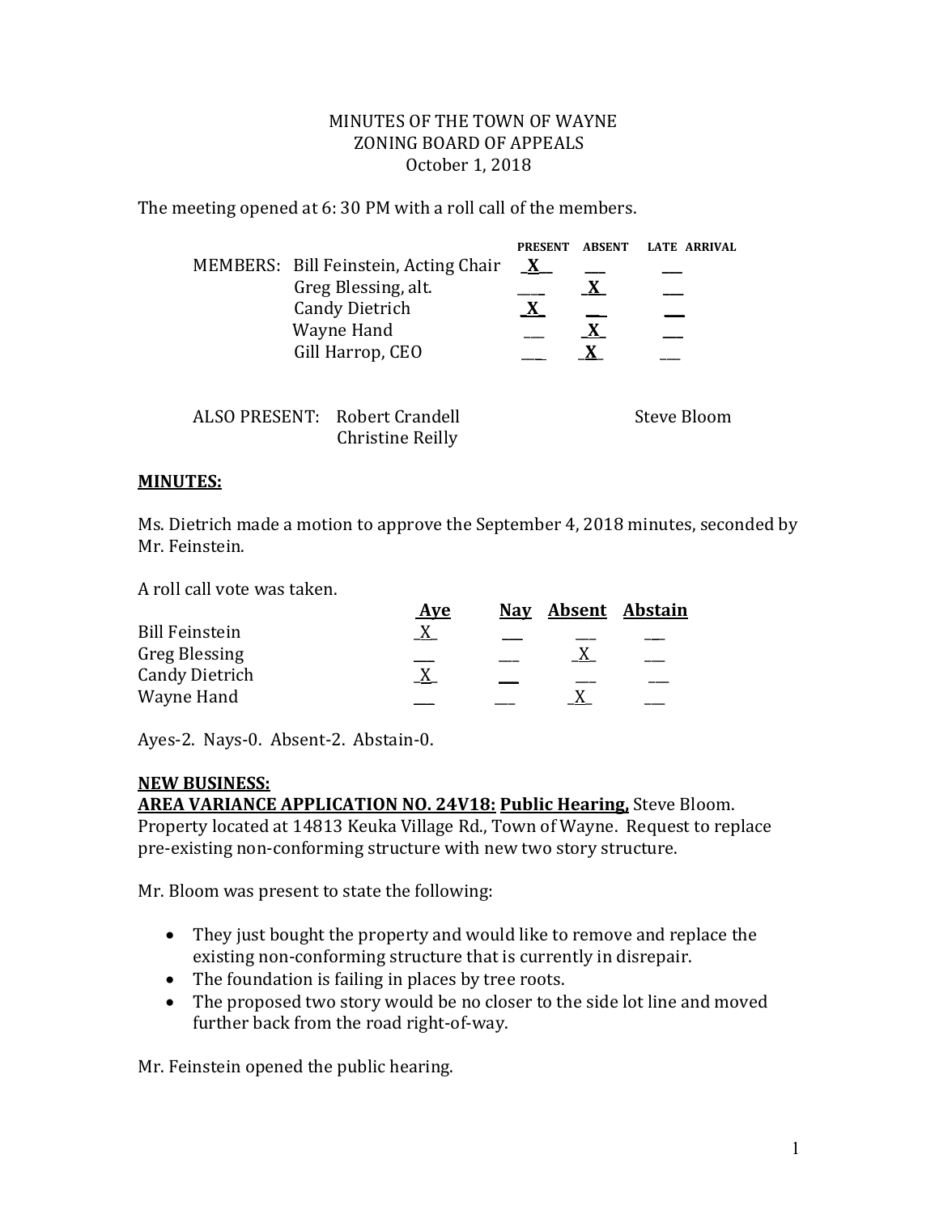MINUTES OF THE TOWN OF WAYNE
ZONING BOARD OF APPEALS
October 1, 2018

The meeting opened at 6: 30 PM with a roll call of the members.

| MEMBERS: | PRESENT | ABSENT | LATE ARRIVAL |
|---|---|---|---|
| Bill Feinstein, Acting Chair | X | | |
| Greg Blessing, alt. | | X | |
| Candy Dietrich | X | | |
| Wayne Hand | | X | |
| Gill Harrop, CEO | | X | |

ALSO PRESENT: Robert Crandell, Christine Reilly, Steve Bloom

**MINUTES:**

Ms. Dietrich made a motion to approve the September 4, 2018 minutes, seconded by Mr. Feinstein.

A roll call vote was taken.

| | Aye | Nay | Absent | Abstain |
|---|---|---|---|---|
| Bill Feinstein | X | | | |
| Greg Blessing | | | X | |
| Candy Dietrich | X | | | |
| Wayne Hand | | | X | |

Ayes-2. Nays-0. Absent-2. Abstain-0.

**NEW BUSINESS:**

**AREA VARIANCE APPLICATION NO. 24V18: Public Hearing,** Steve Bloom. Property located at 14813 Keuka Village Rd., Town of Wayne. Request to replace pre-existing non-conforming structure with new two story structure.

Mr. Bloom was present to state the following:

- They just bought the property and would like to remove and replace the existing non-conforming structure that is currently in disrepair.
- The foundation is failing in places by tree roots.
- The proposed two story would be no closer to the side lot line and moved further back from the road right-of-way.

Mr. Feinstein opened the public hearing.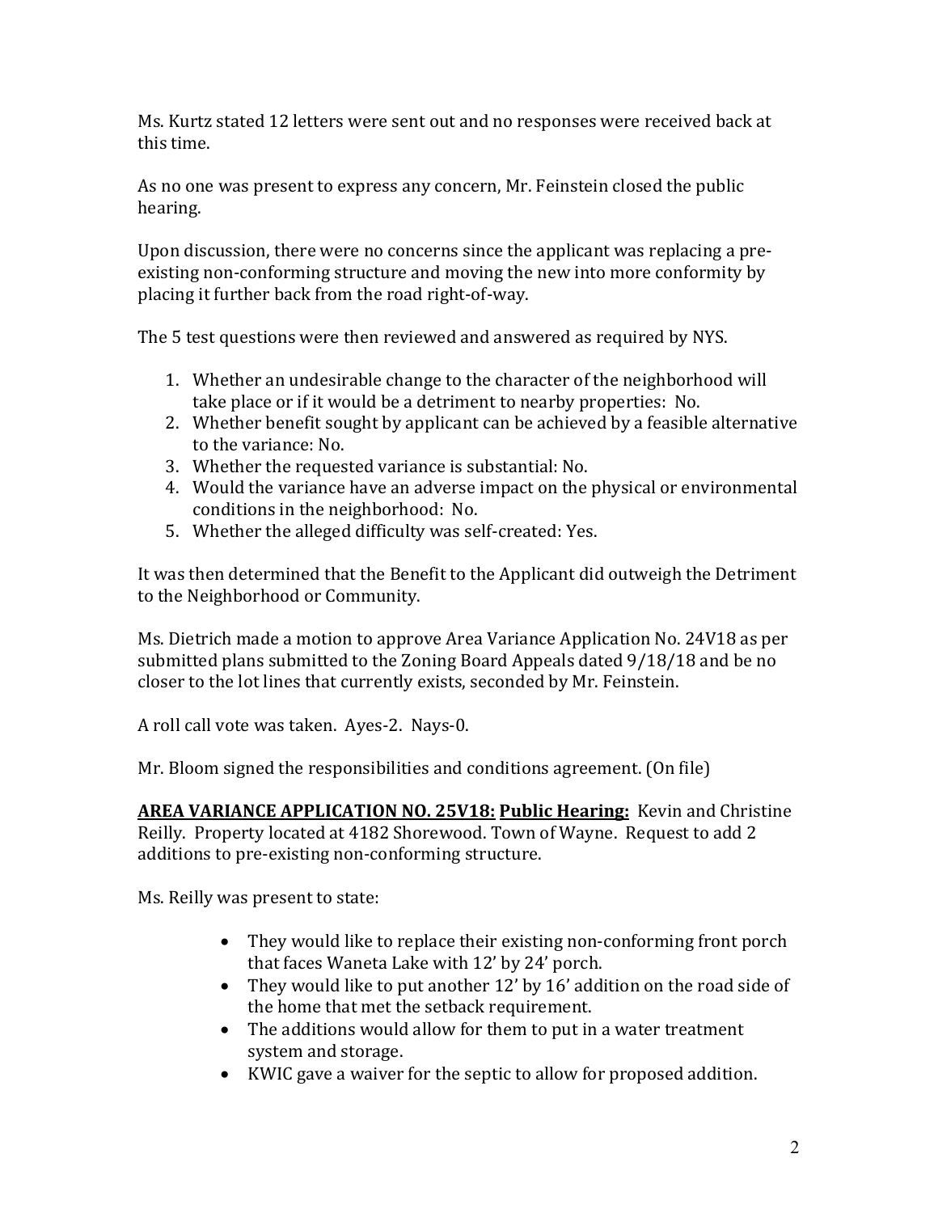Ms. Kurtz stated 12 letters were sent out and no responses were received back at this time.

As no one was present to express any concern, Mr. Feinstein closed the public hearing.

Upon discussion, there were no concerns since the applicant was replacing a pre-existing non-conforming structure and moving the new into more conformity by placing it further back from the road right-of-way.

The 5 test questions were then reviewed and answered as required by NYS.

1. Whether an undesirable change to the character of the neighborhood will take place or if it would be a detriment to nearby properties: No.
2. Whether benefit sought by applicant can be achieved by a feasible alternative to the variance: No.
3. Whether the requested variance is substantial: No.
4. Would the variance have an adverse impact on the physical or environmental conditions in the neighborhood: No.
5. Whether the alleged difficulty was self-created: Yes.

It was then determined that the Benefit to the Applicant did outweigh the Detriment to the Neighborhood or Community.

Ms. Dietrich made a motion to approve Area Variance Application No. 24V18 as per submitted plans submitted to the Zoning Board Appeals dated 9/18/18 and be no closer to the lot lines that currently exists, seconded by Mr. Feinstein.

A roll call vote was taken. Ayes-2. Nays-0.

Mr. Bloom signed the responsibilities and conditions agreement. (On file)

**<u>AREA VARIANCE APPLICATION NO. 25V18:</u> <u>Public Hearing:</u>** Kevin and Christine Reilly. Property located at 4182 Shorewood. Town of Wayne. Request to add 2 additions to pre-existing non-conforming structure.

Ms. Reilly was present to state:

- They would like to replace their existing non-conforming front porch that faces Waneta Lake with 12' by 24' porch.
- They would like to put another 12' by 16' addition on the road side of the home that met the setback requirement.
- The additions would allow for them to put in a water treatment system and storage.
- KWIC gave a waiver for the septic to allow for proposed addition.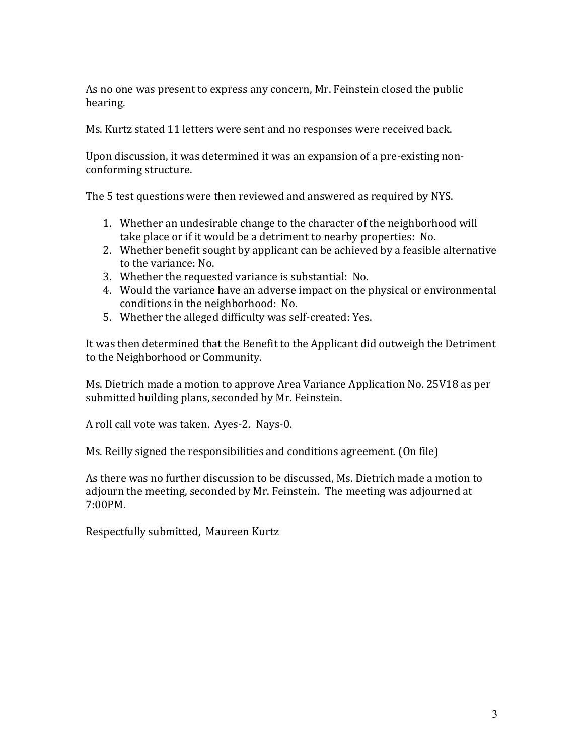As no one was present to express any concern, Mr. Feinstein closed the public hearing.

Ms. Kurtz stated 11 letters were sent and no responses were received back.

Upon discussion, it was determined it was an expansion of a pre-existing non-conforming structure.

The 5 test questions were then reviewed and answered as required by NYS.

1. Whether an undesirable change to the character of the neighborhood will take place or if it would be a detriment to nearby properties: No.
2. Whether benefit sought by applicant can be achieved by a feasible alternative to the variance: No.
3. Whether the requested variance is substantial: No.
4. Would the variance have an adverse impact on the physical or environmental conditions in the neighborhood: No.
5. Whether the alleged difficulty was self-created: Yes.

It was then determined that the Benefit to the Applicant did outweigh the Detriment to the Neighborhood or Community.

Ms. Dietrich made a motion to approve Area Variance Application No. 25V18 as per submitted building plans, seconded by Mr. Feinstein.

A roll call vote was taken. Ayes-2. Nays-0.

Ms. Reilly signed the responsibilities and conditions agreement. (On file)

As there was no further discussion to be discussed, Ms. Dietrich made a motion to adjourn the meeting, seconded by Mr. Feinstein. The meeting was adjourned at 7:00PM.

Respectfully submitted, Maureen Kurtz